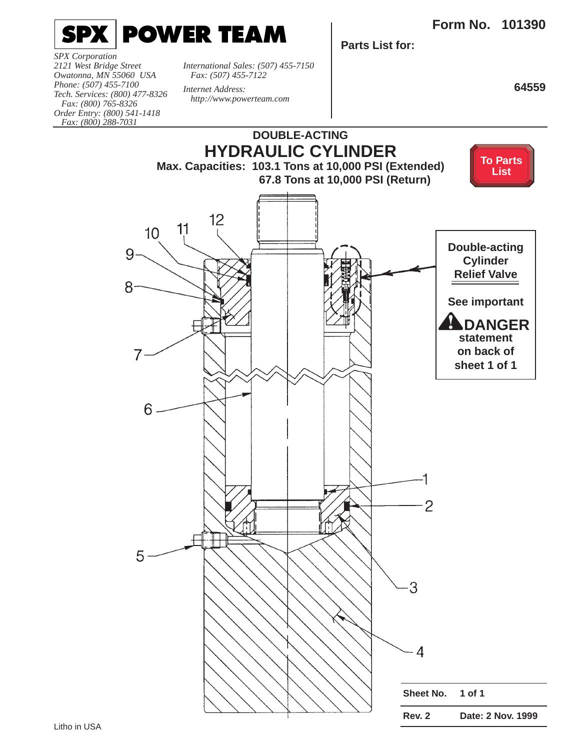# SPX POWER TEAM

*SPX Corporation*
*2121 West Bridge Street*
*Owatonna, MN 55060 USA*
*Phone: (507) 455-7100*
*Tech. Services: (800) 477-8326*
*Fax: (800) 765-8326*
*Order Entry: (800) 541-1418*
*Fax: (800) 288-7031*

*International Sales: (507) 455-7150*
*Fax: (507) 455-7122*

*Internet Address:*
*http://www.powerteam.com*

**Form No. 101390**

**Parts List for:**

**64559**

## DOUBLE-ACTING
# HYDRAULIC CYLINDER

**Max. Capacities: 103.1 Tons at 10,000 PSI (Extended)**
**67.8 Tons at 10,000 PSI (Return)**

**To Parts List**

12
10
11
9
8
7
6
1
2
5
3
4

**Double-acting Cylinder Relief Valve**

**See important DANGER statement on back of sheet 1 of 1**

| | |
|---|---|
| **Sheet No.** | **1 of 1** |
| **Rev. 2** | **Date: 2 Nov. 1999** |

Litho in USA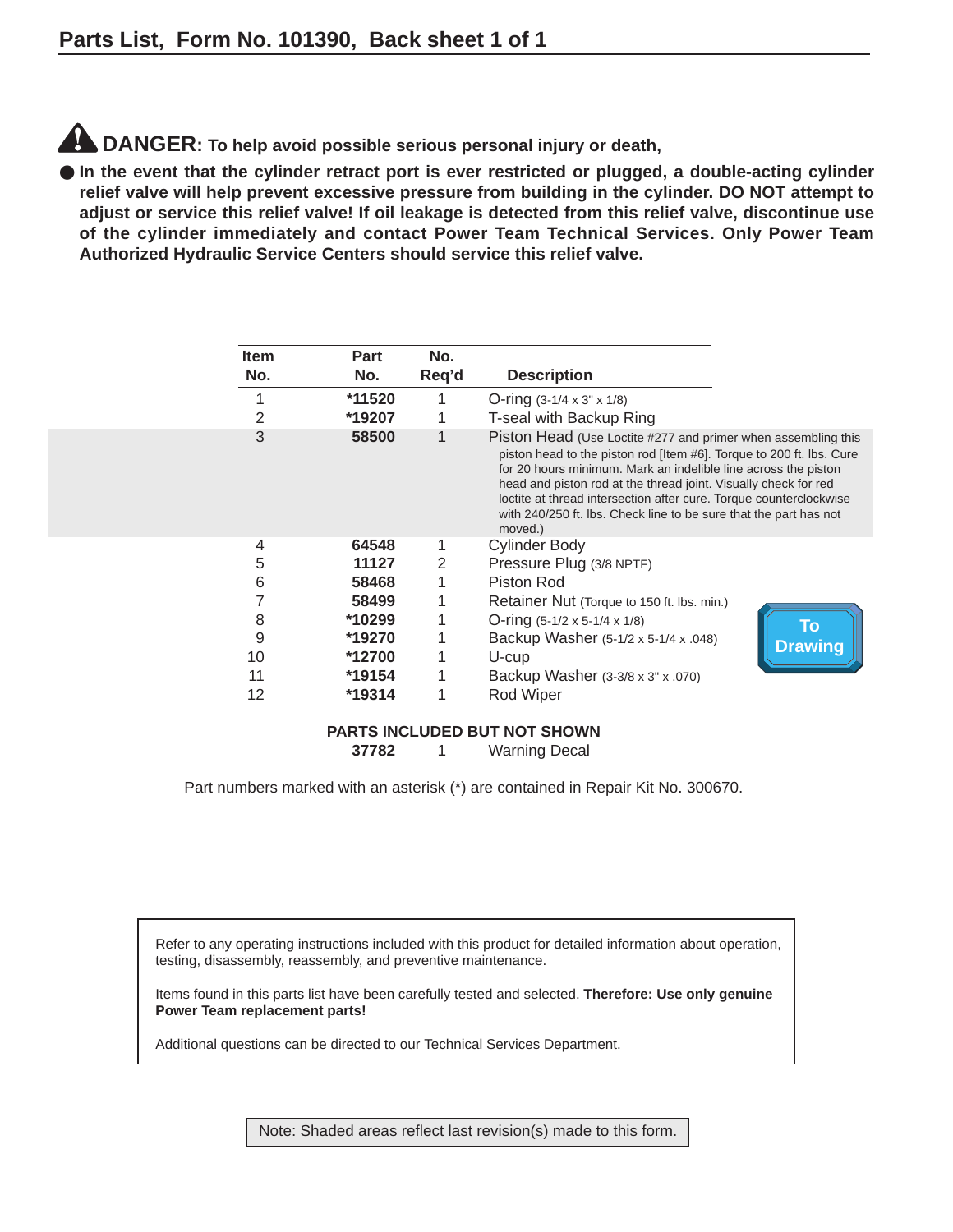# Parts List, Form No. 101390, Back sheet 1 of 1

**DANGER: To help avoid possible serious personal injury or death,**

- **In the event that the cylinder retract port is ever restricted or plugged, a double-acting cylinder relief valve will help prevent excessive pressure from building in the cylinder. DO NOT attempt to adjust or service this relief valve! If oil leakage is detected from this relief valve, discontinue use of the cylinder immediately and contact Power Team Technical Services. Only Power Team Authorized Hydraulic Service Centers should service this relief valve.**

| Item No. | Part No. | No. Req'd | Description |
|---|---|---|---|
| 1 | *11520 | 1 | O-ring (3-1/4 x 3" x 1/8) |
| 2 | *19207 | 1 | T-seal with Backup Ring |
| 3 | 58500 | 1 | Piston Head (Use Loctite #277 and primer when assembling this piston head to the piston rod [Item #6]. Torque to 200 ft. lbs. Cure for 20 hours minimum. Mark an indelible line across the piston head and piston rod at the thread joint. Visually check for red loctite at thread intersection after cure. Torque counterclockwise with 240/250 ft. lbs. Check line to be sure that the part has not moved.) |
| 4 | 64548 | 1 | Cylinder Body |
| 5 | 11127 | 2 | Pressure Plug (3/8 NPTF) |
| 6 | 58468 | 1 | Piston Rod |
| 7 | 58499 | 1 | Retainer Nut (Torque to 150 ft. lbs. min.) |
| 8 | *10299 | 1 | O-ring (5-1/2 x 5-1/4 x 1/8) |
| 9 | *19270 | 1 | Backup Washer (5-1/2 x 5-1/4 x .048) |
| 10 | *12700 | 1 | U-cup |
| 11 | *19154 | 1 | Backup Washer (3-3/8 x 3" x .070) |
| 12 | *19314 | 1 | Rod Wiper |

To Drawing

**PARTS INCLUDED BUT NOT SHOWN**

| Part No. | No. Req'd | Description |
|---|---|---|
| 37782 | 1 | Warning Decal |

Part numbers marked with an asterisk (*) are contained in Repair Kit No. 300670.

Refer to any operating instructions included with this product for detailed information about operation, testing, disassembly, reassembly, and preventive maintenance.

Items found in this parts list have been carefully tested and selected. **Therefore: Use only genuine Power Team replacement parts!**

Additional questions can be directed to our Technical Services Department.

Note: Shaded areas reflect last revision(s) made to this form.